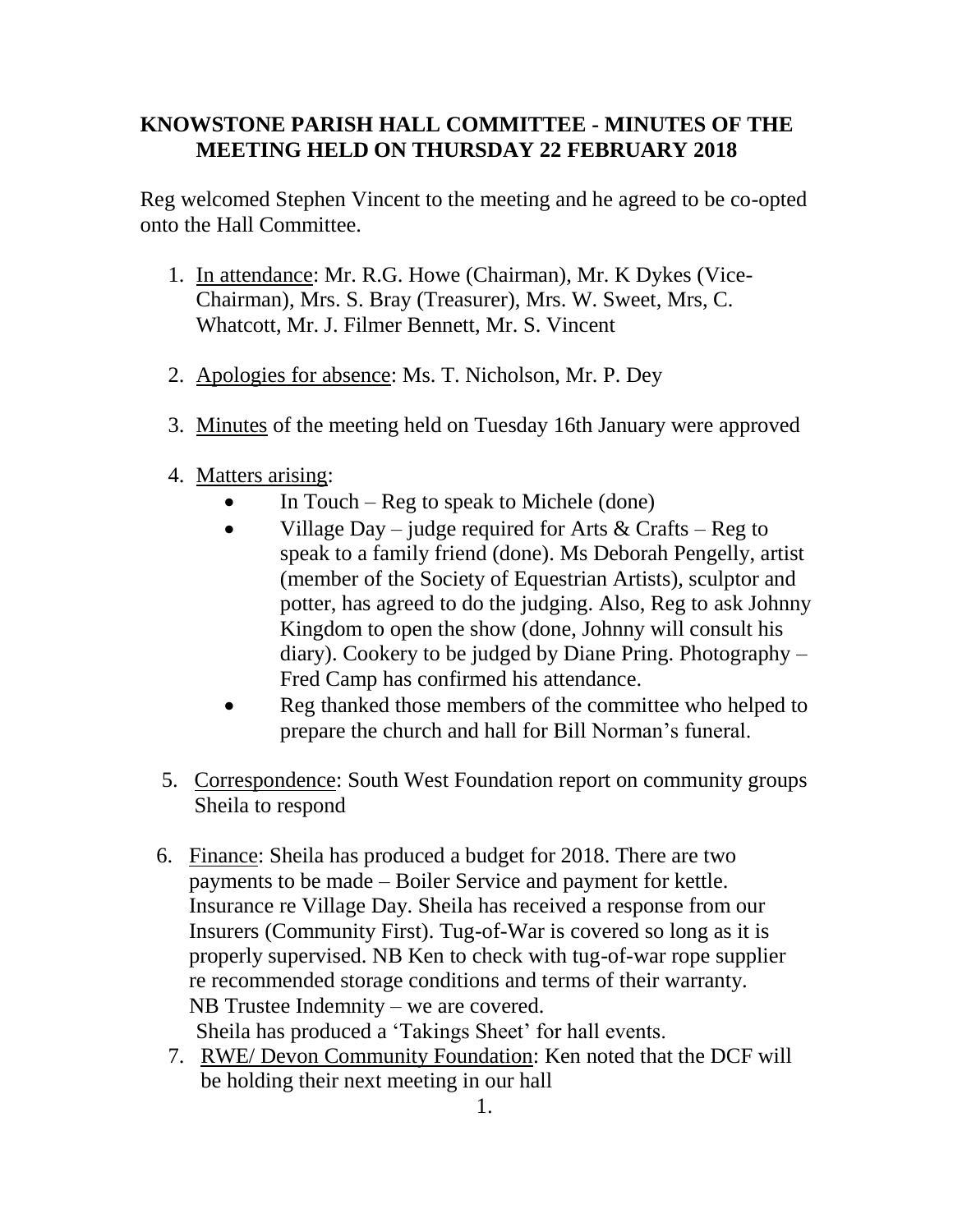# KNOWSTONE PARISH HALL COMMITTEE - MINUTES OF THE MEETING HELD ON THURSDAY 22 FEBRUARY 2018

Reg welcomed Stephen Vincent to the meeting and he agreed to be co-opted onto the Hall Committee.

1. In attendance: Mr. R.G. Howe (Chairman), Mr. K Dykes (Vice-Chairman), Mrs. S. Bray (Treasurer), Mrs. W. Sweet, Mrs, C. Whatcott, Mr. J. Filmer Bennett, Mr. S. Vincent

2. Apologies for absence: Ms. T. Nicholson, Mr. P. Dey

3. Minutes of the meeting held on Tuesday 16th January were approved

4. Matters arising:
   - In Touch – Reg to speak to Michele (done)
   - Village Day – judge required for Arts & Crafts – Reg to speak to a family friend (done). Ms Deborah Pengelly, artist (member of the Society of Equestrian Artists), sculptor and potter, has agreed to do the judging. Also, Reg to ask Johnny Kingdom to open the show (done, Johnny will consult his diary). Cookery to be judged by Diane Pring. Photography – Fred Camp has confirmed his attendance.
   - Reg thanked those members of the committee who helped to prepare the church and hall for Bill Norman's funeral.

5. Correspondence: South West Foundation report on community groups Sheila to respond

6. Finance: Sheila has produced a budget for 2018. There are two payments to be made – Boiler Service and payment for kettle. Insurance re Village Day. Sheila has received a response from our Insurers (Community First). Tug-of-War is covered so long as it is properly supervised. NB Ken to check with tug-of-war rope supplier re recommended storage conditions and terms of their warranty. NB Trustee Indemnity – we are covered.
   Sheila has produced a 'Takings Sheet' for hall events.

7. RWE/ Devon Community Foundation: Ken noted that the DCF will be holding their next meeting in our hall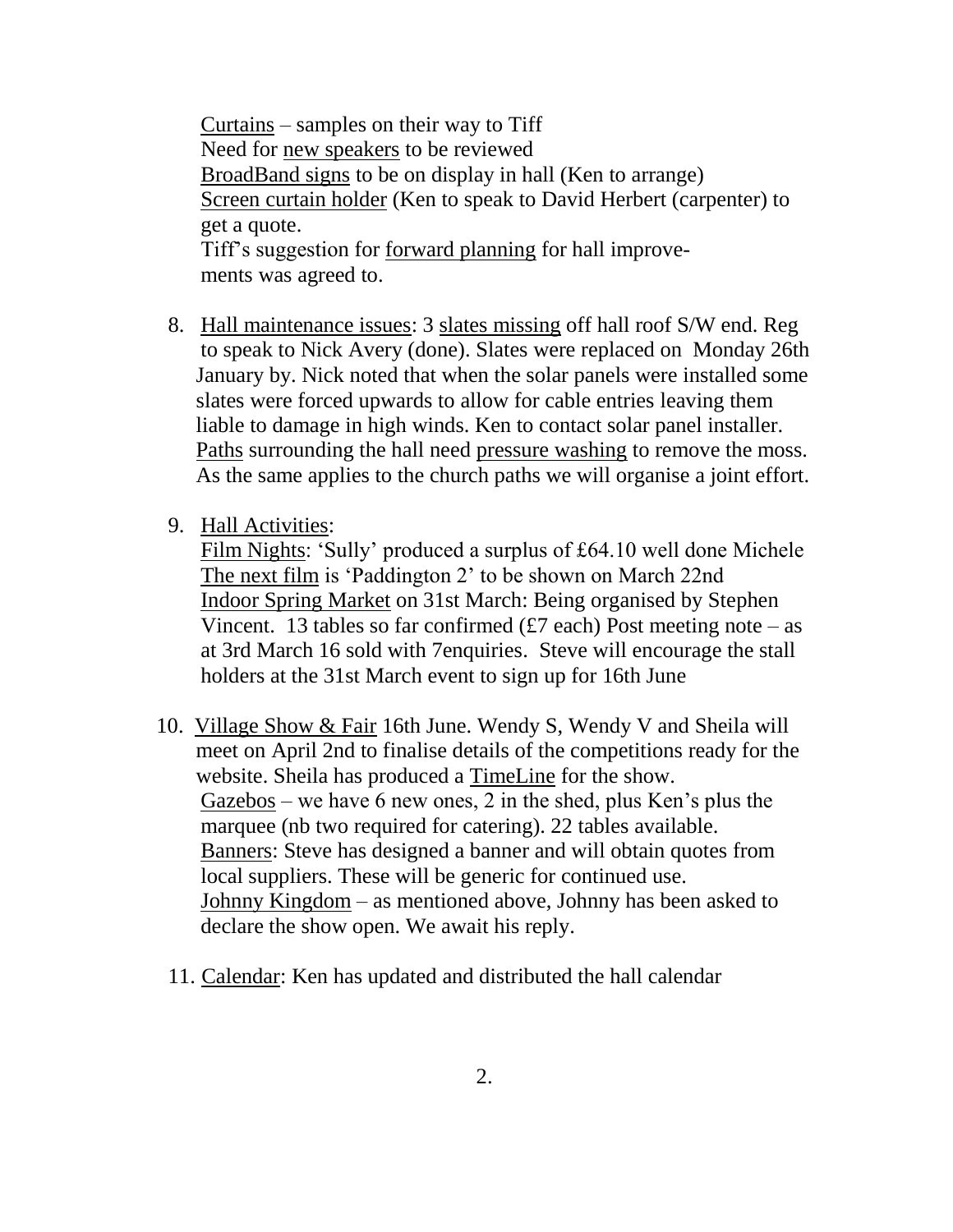Curtains – samples on their way to Tiff
Need for new speakers to be reviewed
BroadBand signs to be on display in hall (Ken to arrange)
Screen curtain holder (Ken to speak to David Herbert (carpenter) to get a quote.
Tiff's suggestion for forward planning for hall improvements was agreed to.

8. Hall maintenance issues: 3 slates missing off hall roof S/W end. Reg to speak to Nick Avery (done). Slates were replaced on Monday 26th January by. Nick noted that when the solar panels were installed some slates were forced upwards to allow for cable entries leaving them liable to damage in high winds. Ken to contact solar panel installer.
   Paths surrounding the hall need pressure washing to remove the moss. As the same applies to the church paths we will organise a joint effort.

9. Hall Activities:
   Film Nights: 'Sully' produced a surplus of £64.10 well done Michele
   The next film is 'Paddington 2' to be shown on March 22nd
   Indoor Spring Market on 31st March: Being organised by Stephen Vincent. 13 tables so far confirmed (£7 each) Post meeting note – as at 3rd March 16 sold with 7enquiries. Steve will encourage the stall holders at the 31st March event to sign up for 16th June

10. Village Show & Fair 16th June. Wendy S, Wendy V and Sheila will meet on April 2nd to finalise details of the competitions ready for the website. Sheila has produced a TimeLine for the show.
    Gazebos – we have 6 new ones, 2 in the shed, plus Ken's plus the marquee (nb two required for catering). 22 tables available.
    Banners: Steve has designed a banner and will obtain quotes from local suppliers. These will be generic for continued use.
    Johnny Kingdom – as mentioned above, Johnny has been asked to declare the show open. We await his reply.

11. Calendar: Ken has updated and distributed the hall calendar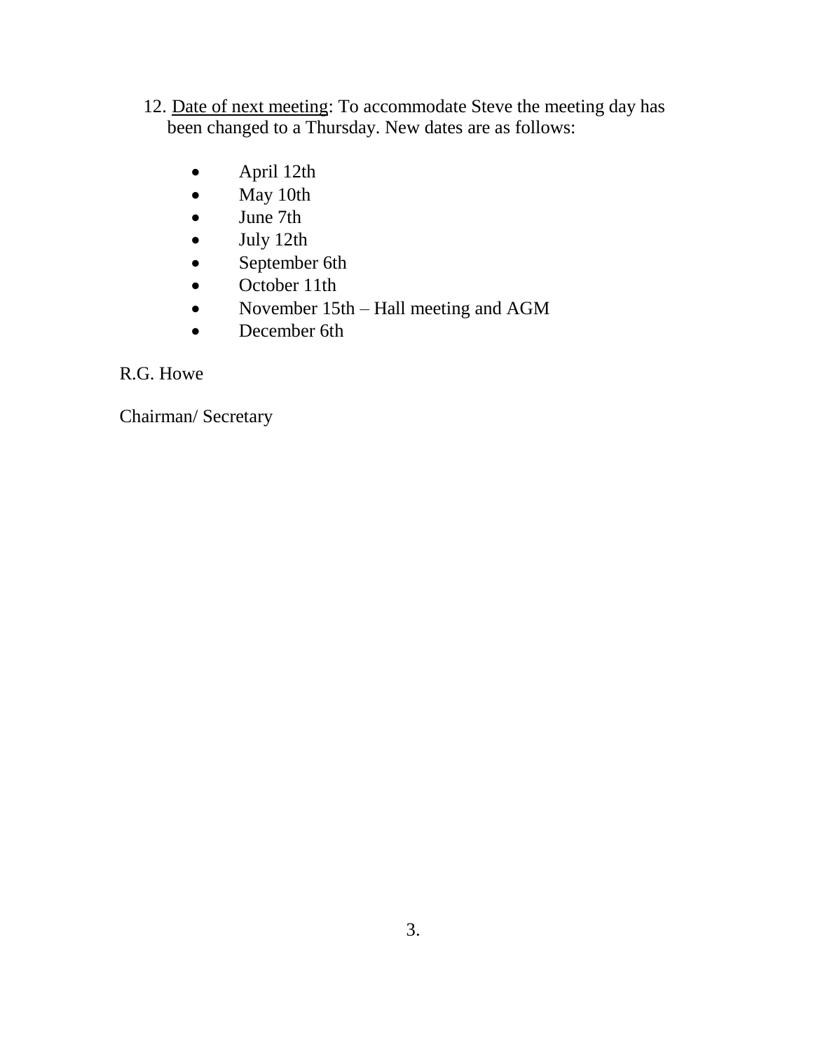12. <u>Date of next meeting</u>: To accommodate Steve the meeting day has been changed to a Thursday. New dates are as follows:

    - April 12th
    - May 10th
    - June 7th
    - July 12th
    - September 6th
    - October 11th
    - November 15th – Hall meeting and AGM
    - December 6th

R.G. Howe

Chairman/ Secretary